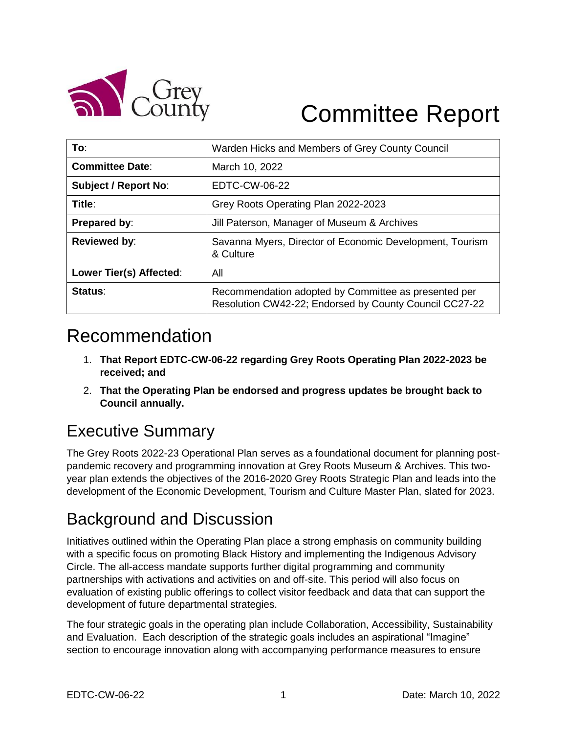# Committee Report

| To: | Warden Hicks and Members of Grey County Council |
|---|---|
| **Committee Date**: | March 10, 2022 |
| **Subject / Report No**: | EDTC-CW-06-22 |
| **Title**: | Grey Roots Operating Plan 2022-2023 |
| **Prepared by**: | Jill Paterson, Manager of Museum & Archives |
| **Reviewed by**: | Savanna Myers, Director of Economic Development, Tourism & Culture |
| **Lower Tier(s) Affected**: | All |
| **Status**: | Recommendation adopted by Committee as presented per Resolution CW42-22; Endorsed by County Council CC27-22 |

## Recommendation

1. **That Report EDTC-CW-06-22 regarding Grey Roots Operating Plan 2022-2023 be received; and**
2. **That the Operating Plan be endorsed and progress updates be brought back to Council annually.**

## Executive Summary

The Grey Roots 2022-23 Operational Plan serves as a foundational document for planning post-pandemic recovery and programming innovation at Grey Roots Museum & Archives. This two-year plan extends the objectives of the 2016-2020 Grey Roots Strategic Plan and leads into the development of the Economic Development, Tourism and Culture Master Plan, slated for 2023.

## Background and Discussion

Initiatives outlined within the Operating Plan place a strong emphasis on community building with a specific focus on promoting Black History and implementing the Indigenous Advisory Circle. The all-access mandate supports further digital programming and community partnerships with activations and activities on and off-site. This period will also focus on evaluation of existing public offerings to collect visitor feedback and data that can support the development of future departmental strategies.

The four strategic goals in the operating plan include Collaboration, Accessibility, Sustainability and Evaluation. Each description of the strategic goals includes an aspirational "Imagine" section to encourage innovation along with accompanying performance measures to ensure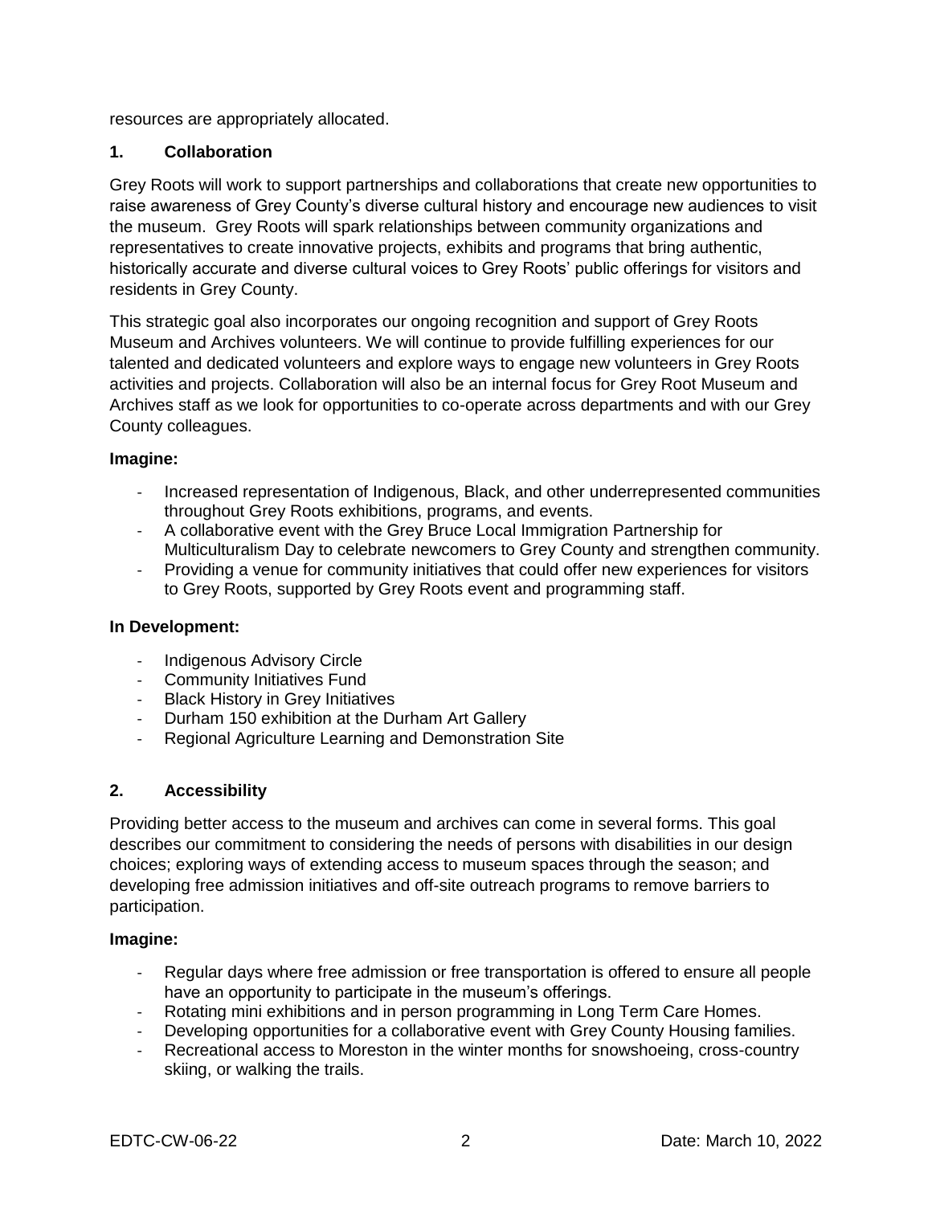resources are appropriately allocated.

## 1. Collaboration

Grey Roots will work to support partnerships and collaborations that create new opportunities to raise awareness of Grey County's diverse cultural history and encourage new audiences to visit the museum. Grey Roots will spark relationships between community organizations and representatives to create innovative projects, exhibits and programs that bring authentic, historically accurate and diverse cultural voices to Grey Roots' public offerings for visitors and residents in Grey County.

This strategic goal also incorporates our ongoing recognition and support of Grey Roots Museum and Archives volunteers. We will continue to provide fulfilling experiences for our talented and dedicated volunteers and explore ways to engage new volunteers in Grey Roots activities and projects. Collaboration will also be an internal focus for Grey Root Museum and Archives staff as we look for opportunities to co-operate across departments and with our Grey County colleagues.

**Imagine:**

- Increased representation of Indigenous, Black, and other underrepresented communities throughout Grey Roots exhibitions, programs, and events.
- A collaborative event with the Grey Bruce Local Immigration Partnership for Multiculturalism Day to celebrate newcomers to Grey County and strengthen community.
- Providing a venue for community initiatives that could offer new experiences for visitors to Grey Roots, supported by Grey Roots event and programming staff.

**In Development:**

- Indigenous Advisory Circle
- Community Initiatives Fund
- Black History in Grey Initiatives
- Durham 150 exhibition at the Durham Art Gallery
- Regional Agriculture Learning and Demonstration Site

## 2. Accessibility

Providing better access to the museum and archives can come in several forms. This goal describes our commitment to considering the needs of persons with disabilities in our design choices; exploring ways of extending access to museum spaces through the season; and developing free admission initiatives and off-site outreach programs to remove barriers to participation.

**Imagine:**

- Regular days where free admission or free transportation is offered to ensure all people have an opportunity to participate in the museum's offerings.
- Rotating mini exhibitions and in person programming in Long Term Care Homes.
- Developing opportunities for a collaborative event with Grey County Housing families.
- Recreational access to Moreston in the winter months for snowshoeing, cross-country skiing, or walking the trails.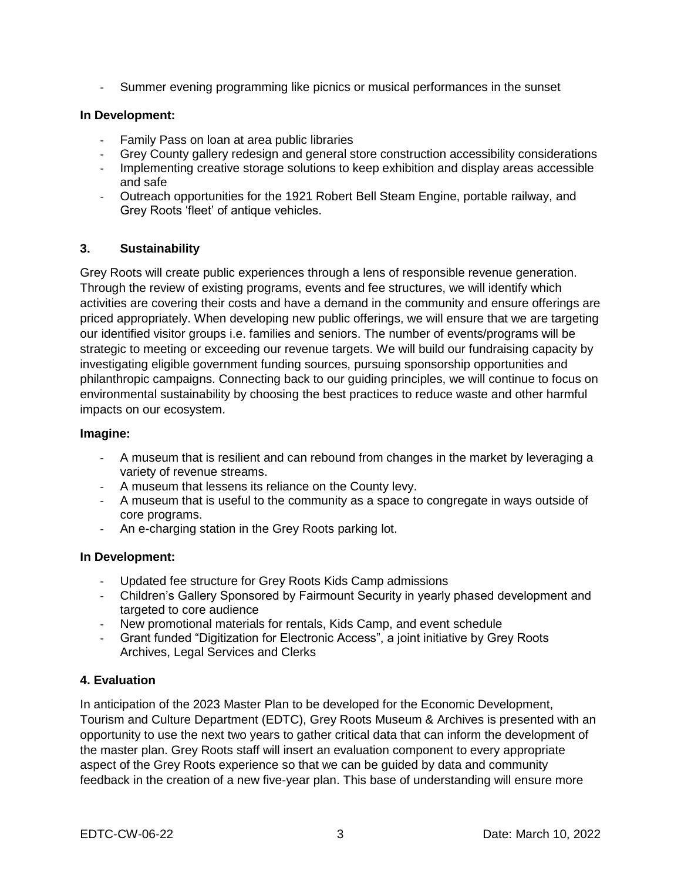- Summer evening programming like picnics or musical performances in the sunset

**In Development:**

- Family Pass on loan at area public libraries
- Grey County gallery redesign and general store construction accessibility considerations
- Implementing creative storage solutions to keep exhibition and display areas accessible and safe
- Outreach opportunities for the 1921 Robert Bell Steam Engine, portable railway, and Grey Roots 'fleet' of antique vehicles.

### 3. Sustainability

Grey Roots will create public experiences through a lens of responsible revenue generation. Through the review of existing programs, events and fee structures, we will identify which activities are covering their costs and have a demand in the community and ensure offerings are priced appropriately. When developing new public offerings, we will ensure that we are targeting our identified visitor groups i.e. families and seniors. The number of events/programs will be strategic to meeting or exceeding our revenue targets. We will build our fundraising capacity by investigating eligible government funding sources, pursuing sponsorship opportunities and philanthropic campaigns. Connecting back to our guiding principles, we will continue to focus on environmental sustainability by choosing the best practices to reduce waste and other harmful impacts on our ecosystem.

**Imagine:**

- A museum that is resilient and can rebound from changes in the market by leveraging a variety of revenue streams.
- A museum that lessens its reliance on the County levy.
- A museum that is useful to the community as a space to congregate in ways outside of core programs.
- An e-charging station in the Grey Roots parking lot.

**In Development:**

- Updated fee structure for Grey Roots Kids Camp admissions
- Children's Gallery Sponsored by Fairmount Security in yearly phased development and targeted to core audience
- New promotional materials for rentals, Kids Camp, and event schedule
- Grant funded "Digitization for Electronic Access", a joint initiative by Grey Roots Archives, Legal Services and Clerks

### 4. Evaluation

In anticipation of the 2023 Master Plan to be developed for the Economic Development, Tourism and Culture Department (EDTC), Grey Roots Museum & Archives is presented with an opportunity to use the next two years to gather critical data that can inform the development of the master plan. Grey Roots staff will insert an evaluation component to every appropriate aspect of the Grey Roots experience so that we can be guided by data and community feedback in the creation of a new five-year plan. This base of understanding will ensure more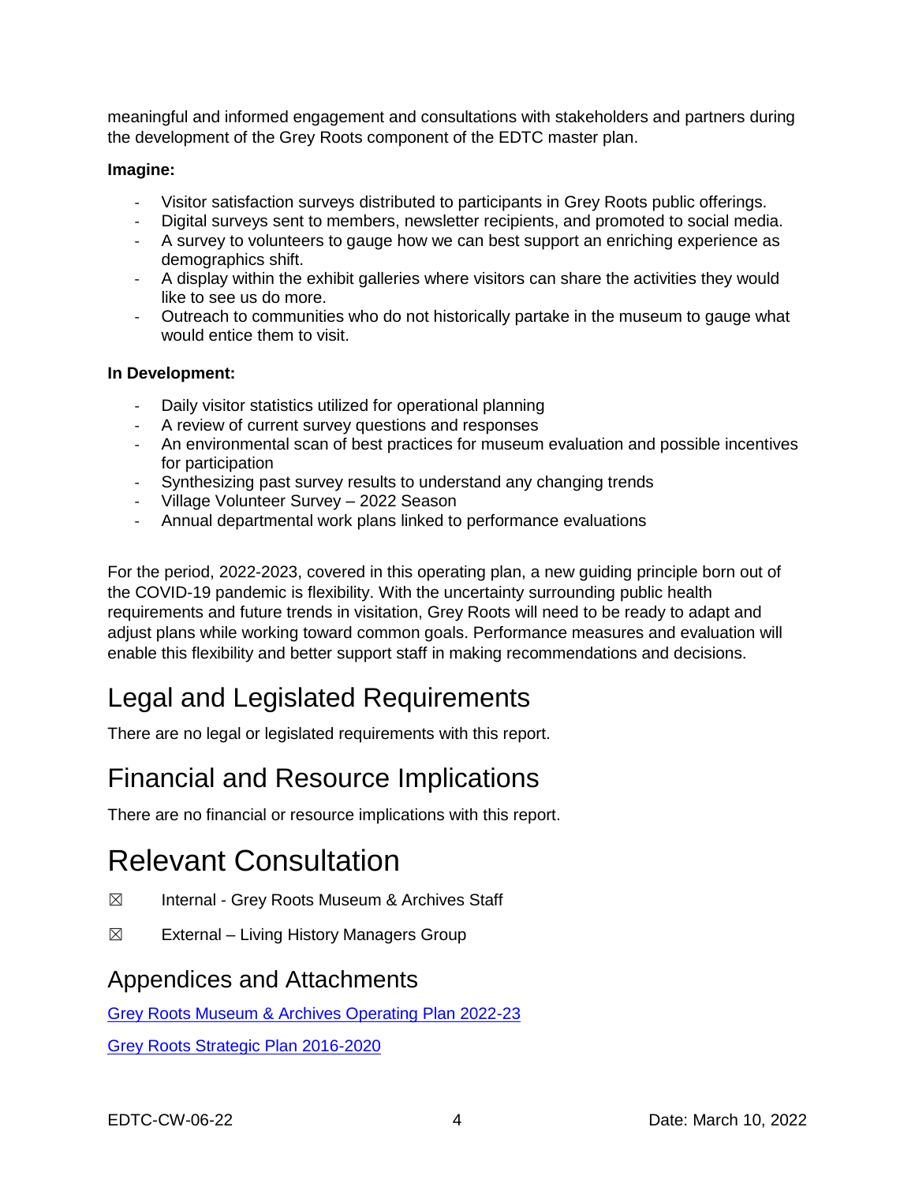meaningful and informed engagement and consultations with stakeholders and partners during the development of the Grey Roots component of the EDTC master plan.

**Imagine:**

- Visitor satisfaction surveys distributed to participants in Grey Roots public offerings.
- Digital surveys sent to members, newsletter recipients, and promoted to social media.
- A survey to volunteers to gauge how we can best support an enriching experience as demographics shift.
- A display within the exhibit galleries where visitors can share the activities they would like to see us do more.
- Outreach to communities who do not historically partake in the museum to gauge what would entice them to visit.

**In Development:**

- Daily visitor statistics utilized for operational planning
- A review of current survey questions and responses
- An environmental scan of best practices for museum evaluation and possible incentives for participation
- Synthesizing past survey results to understand any changing trends
- Village Volunteer Survey – 2022 Season
- Annual departmental work plans linked to performance evaluations

For the period, 2022-2023, covered in this operating plan, a new guiding principle born out of the COVID-19 pandemic is flexibility. With the uncertainty surrounding public health requirements and future trends in visitation, Grey Roots will need to be ready to adapt and adjust plans while working toward common goals. Performance measures and evaluation will enable this flexibility and better support staff in making recommendations and decisions.

## Legal and Legislated Requirements

There are no legal or legislated requirements with this report.

## Financial and Resource Implications

There are no financial or resource implications with this report.

# Relevant Consultation

☒ Internal - Grey Roots Museum & Archives Staff

☒ External – Living History Managers Group

## Appendices and Attachments

Grey Roots Museum & Archives Operating Plan 2022-23

Grey Roots Strategic Plan 2016-2020